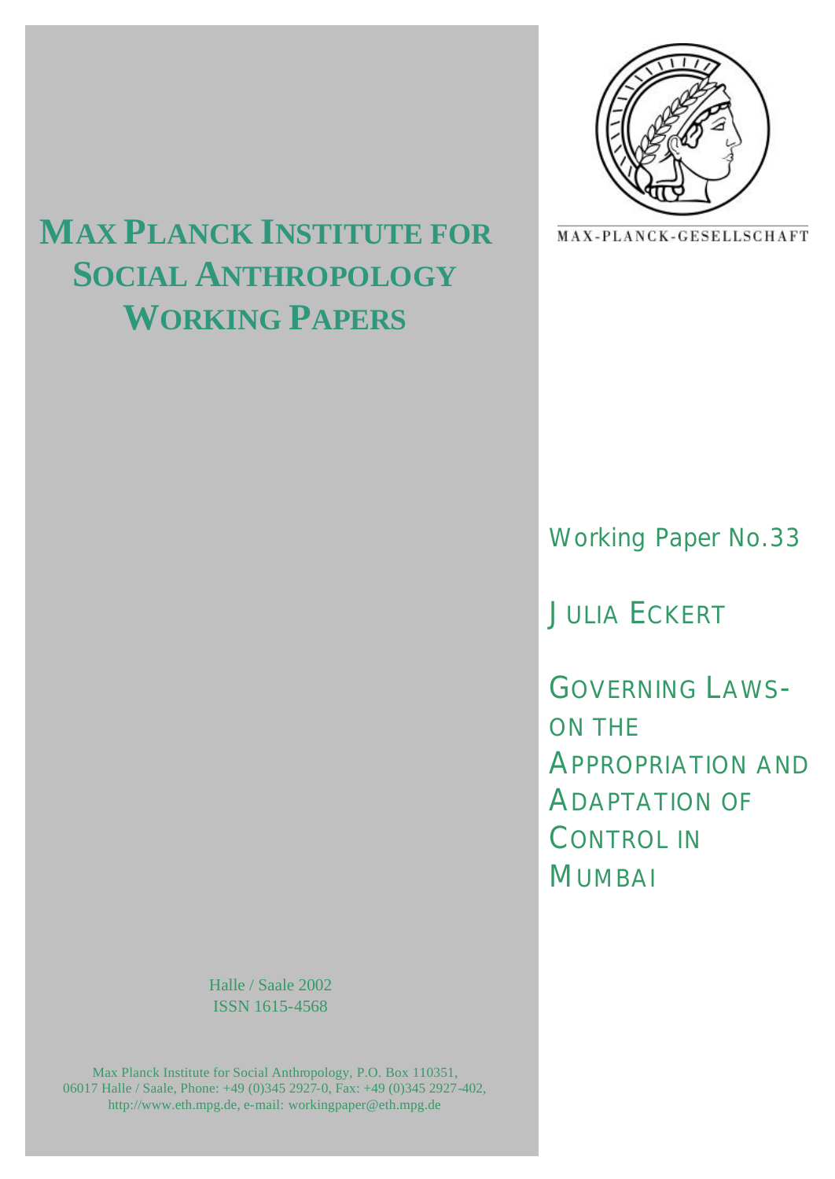# MAX PLANCK INSTITUTE FOR SOCIAL ANTHROPOLOGY WORKING PAPERS

MAX-PLANCK-GESELLSCHAFT

Working Paper No.33

JULIA ECKERT

# GOVERNING LAWS- ON THE APPROPRIATION AND ADAPTATION OF CONTROL IN MUMBAI

Halle / Saale 2002
ISSN 1615-4568

Max Planck Institute for Social Anthropology, P.O. Box 110351, 06017 Halle / Saale, Phone: +49 (0)345 2927-0, Fax: +49 (0)345 2927-402, http://www.eth.mpg.de, e-mail: workingpaper@eth.mpg.de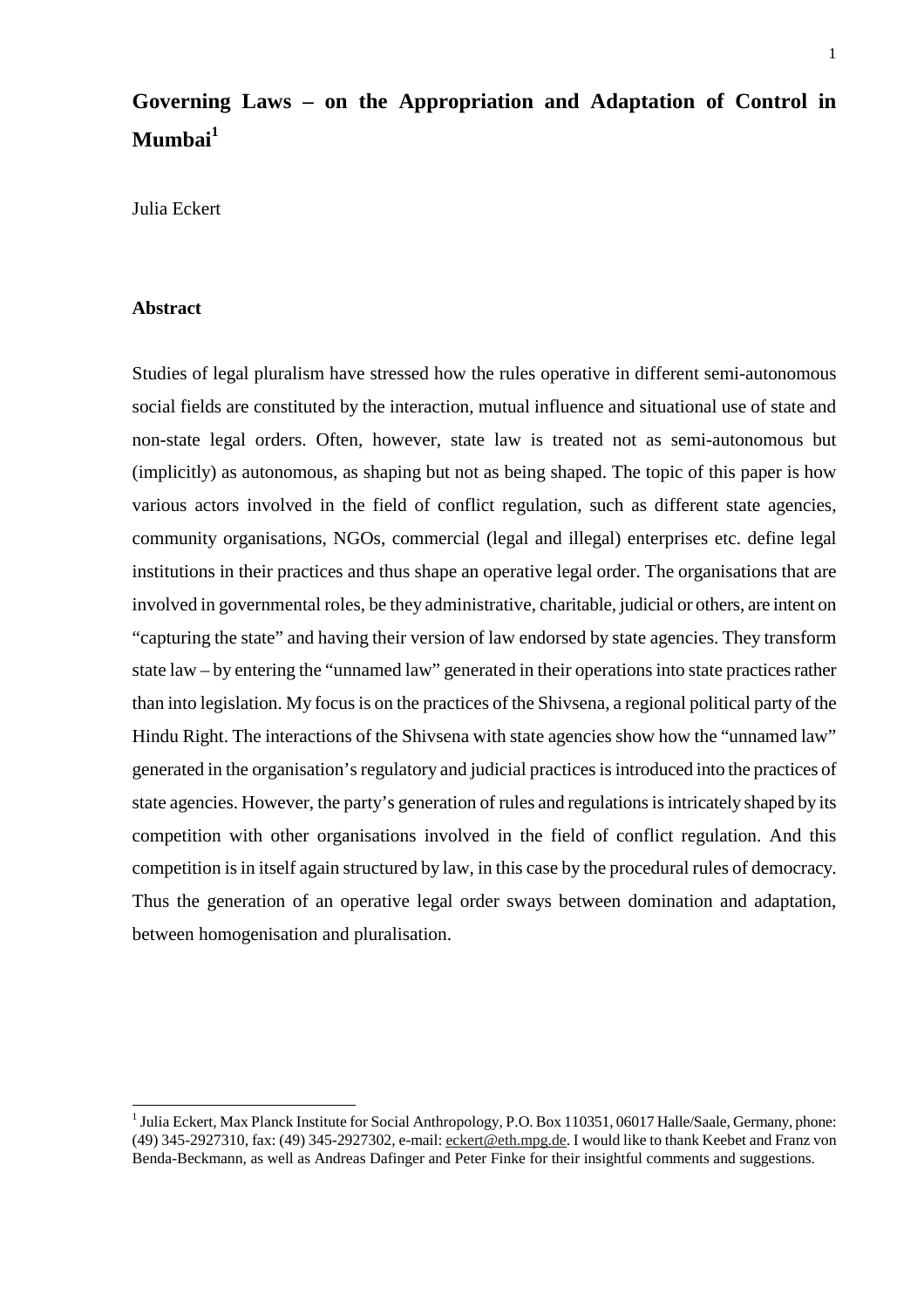# Governing Laws – on the Appropriation and Adaptation of Control in Mumbai[1]

Julia Eckert

### Abstract

Studies of legal pluralism have stressed how the rules operative in different semi-autonomous social fields are constituted by the interaction, mutual influence and situational use of state and non-state legal orders. Often, however, state law is treated not as semi-autonomous but (implicitly) as autonomous, as shaping but not as being shaped. The topic of this paper is how various actors involved in the field of conflict regulation, such as different state agencies, community organisations, NGOs, commercial (legal and illegal) enterprises etc. define legal institutions in their practices and thus shape an operative legal order. The organisations that are involved in governmental roles, be they administrative, charitable, judicial or others, are intent on "capturing the state" and having their version of law endorsed by state agencies. They transform state law – by entering the "unnamed law" generated in their operations into state practices rather than into legislation. My focus is on the practices of the Shivsena, a regional political party of the Hindu Right. The interactions of the Shivsena with state agencies show how the "unnamed law" generated in the organisation's regulatory and judicial practices is introduced into the practices of state agencies. However, the party's generation of rules and regulations is intricately shaped by its competition with other organisations involved in the field of conflict regulation. And this competition is in itself again structured by law, in this case by the procedural rules of democracy. Thus the generation of an operative legal order sways between domination and adaptation, between homogenisation and pluralisation.

[1] Julia Eckert, Max Planck Institute for Social Anthropology, P.O. Box 110351, 06017 Halle/Saale, Germany, phone: (49) 345-2927310, fax: (49) 345-2927302, e-mail: eckert@eth.mpg.de. I would like to thank Keebet and Franz von Benda-Beckmann, as well as Andreas Dafinger and Peter Finke for their insightful comments and suggestions.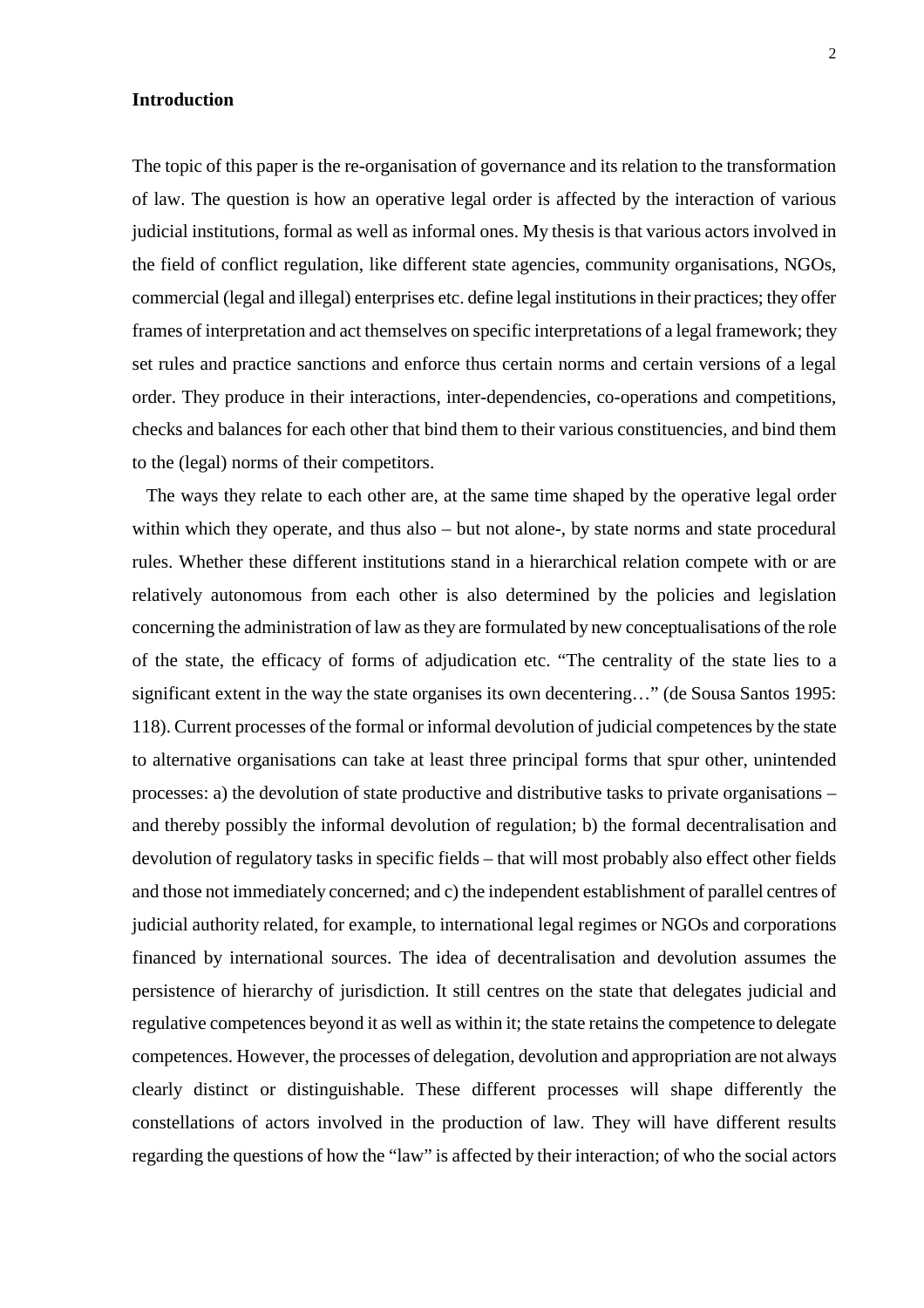**Introduction**

The topic of this paper is the re-organisation of governance and its relation to the transformation of law. The question is how an operative legal order is affected by the interaction of various judicial institutions, formal as well as informal ones. My thesis is that various actors involved in the field of conflict regulation, like different state agencies, community organisations, NGOs, commercial (legal and illegal) enterprises etc. define legal institutions in their practices; they offer frames of interpretation and act themselves on specific interpretations of a legal framework; they set rules and practice sanctions and enforce thus certain norms and certain versions of a legal order. They produce in their interactions, inter-dependencies, co-operations and competitions, checks and balances for each other that bind them to their various constituencies, and bind them to the (legal) norms of their competitors.

The ways they relate to each other are, at the same time shaped by the operative legal order within which they operate, and thus also – but not alone-, by state norms and state procedural rules. Whether these different institutions stand in a hierarchical relation compete with or are relatively autonomous from each other is also determined by the policies and legislation concerning the administration of law as they are formulated by new conceptualisations of the role of the state, the efficacy of forms of adjudication etc. "The centrality of the state lies to a significant extent in the way the state organises its own decentering…" (de Sousa Santos 1995: 118). Current processes of the formal or informal devolution of judicial competences by the state to alternative organisations can take at least three principal forms that spur other, unintended processes: a) the devolution of state productive and distributive tasks to private organisations – and thereby possibly the informal devolution of regulation; b) the formal decentralisation and devolution of regulatory tasks in specific fields – that will most probably also effect other fields and those not immediately concerned; and c) the independent establishment of parallel centres of judicial authority related, for example, to international legal regimes or NGOs and corporations financed by international sources. The idea of decentralisation and devolution assumes the persistence of hierarchy of jurisdiction. It still centres on the state that delegates judicial and regulative competences beyond it as well as within it; the state retains the competence to delegate competences. However, the processes of delegation, devolution and appropriation are not always clearly distinct or distinguishable. These different processes will shape differently the constellations of actors involved in the production of law. They will have different results regarding the questions of how the "law" is affected by their interaction; of who the social actors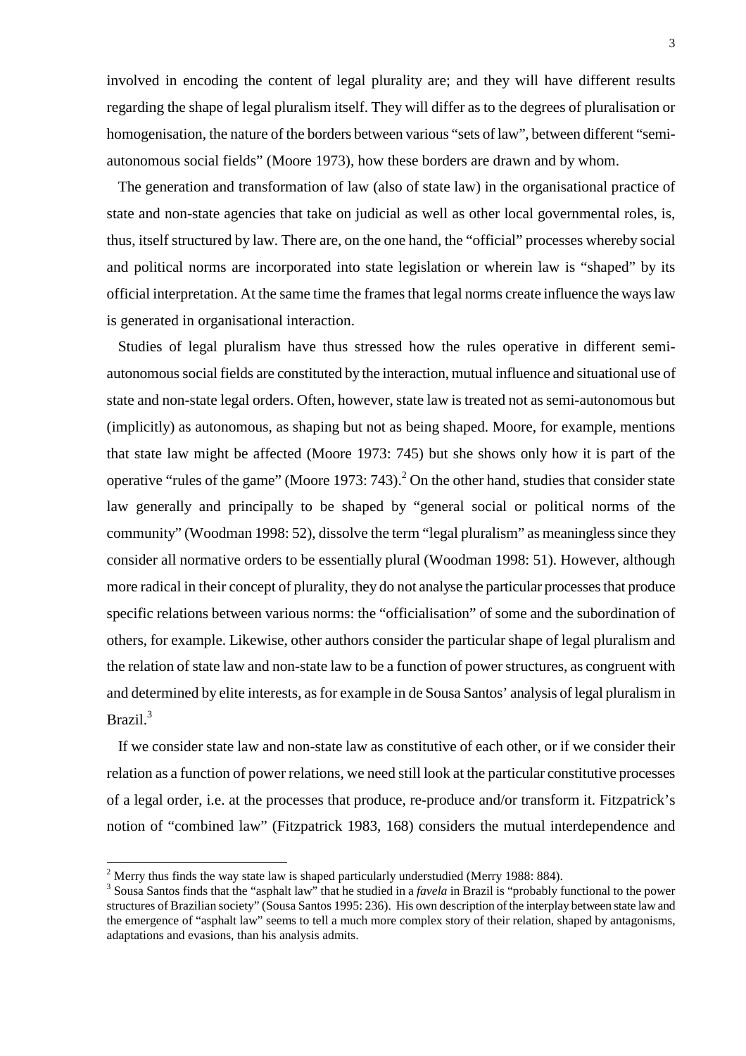involved in encoding the content of legal plurality are; and they will have different results regarding the shape of legal pluralism itself. They will differ as to the degrees of pluralisation or homogenisation, the nature of the borders between various "sets of law", between different "semi-autonomous social fields" (Moore 1973), how these borders are drawn and by whom.

The generation and transformation of law (also of state law) in the organisational practice of state and non-state agencies that take on judicial as well as other local governmental roles, is, thus, itself structured by law. There are, on the one hand, the "official" processes whereby social and political norms are incorporated into state legislation or wherein law is "shaped" by its official interpretation. At the same time the frames that legal norms create influence the ways law is generated in organisational interaction.

Studies of legal pluralism have thus stressed how the rules operative in different semi-autonomous social fields are constituted by the interaction, mutual influence and situational use of state and non-state legal orders. Often, however, state law is treated not as semi-autonomous but (implicitly) as autonomous, as shaping but not as being shaped. Moore, for example, mentions that state law might be affected (Moore 1973: 745) but she shows only how it is part of the operative "rules of the game" (Moore 1973: 743).[2] On the other hand, studies that consider state law generally and principally to be shaped by "general social or political norms of the community" (Woodman 1998: 52), dissolve the term "legal pluralism" as meaningless since they consider all normative orders to be essentially plural (Woodman 1998: 51). However, although more radical in their concept of plurality, they do not analyse the particular processes that produce specific relations between various norms: the "officialisation" of some and the subordination of others, for example. Likewise, other authors consider the particular shape of legal pluralism and the relation of state law and non-state law to be a function of power structures, as congruent with and determined by elite interests, as for example in de Sousa Santos' analysis of legal pluralism in Brazil.[3]

If we consider state law and non-state law as constitutive of each other, or if we consider their relation as a function of power relations, we need still look at the particular constitutive processes of a legal order, i.e. at the processes that produce, re-produce and/or transform it. Fitzpatrick's notion of "combined law" (Fitzpatrick 1983, 168) considers the mutual interdependence and

---

[2] Merry thus finds the way state law is shaped particularly understudied (Merry 1988: 884).

[3] Sousa Santos finds that the "asphalt law" that he studied in a *favela* in Brazil is "probably functional to the power structures of Brazilian society" (Sousa Santos 1995: 236). His own description of the interplay between state law and the emergence of "asphalt law" seems to tell a much more complex story of their relation, shaped by antagonisms, adaptations and evasions, than his analysis admits.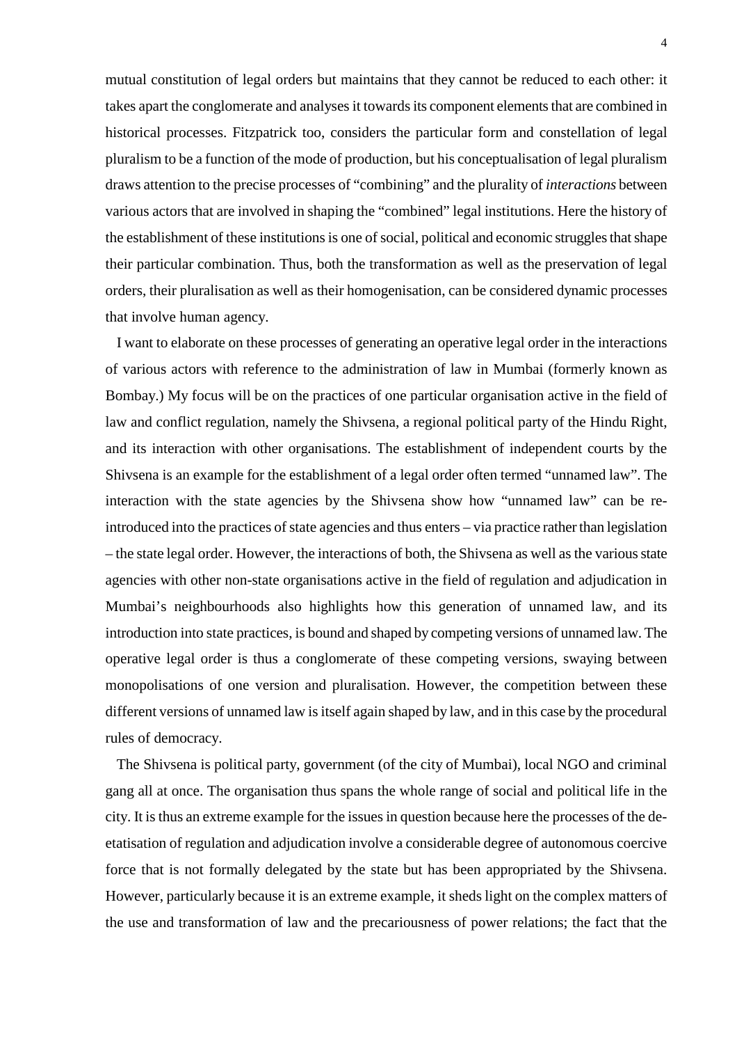mutual constitution of legal orders but maintains that they cannot be reduced to each other: it takes apart the conglomerate and analyses it towards its component elements that are combined in historical processes. Fitzpatrick too, considers the particular form and constellation of legal pluralism to be a function of the mode of production, but his conceptualisation of legal pluralism draws attention to the precise processes of "combining" and the plurality of *interactions* between various actors that are involved in shaping the "combined" legal institutions. Here the history of the establishment of these institutions is one of social, political and economic struggles that shape their particular combination. Thus, both the transformation as well as the preservation of legal orders, their pluralisation as well as their homogenisation, can be considered dynamic processes that involve human agency.

I want to elaborate on these processes of generating an operative legal order in the interactions of various actors with reference to the administration of law in Mumbai (formerly known as Bombay.) My focus will be on the practices of one particular organisation active in the field of law and conflict regulation, namely the Shivsena, a regional political party of the Hindu Right, and its interaction with other organisations. The establishment of independent courts by the Shivsena is an example for the establishment of a legal order often termed "unnamed law". The interaction with the state agencies by the Shivsena show how "unnamed law" can be re-introduced into the practices of state agencies and thus enters – via practice rather than legislation – the state legal order. However, the interactions of both, the Shivsena as well as the various state agencies with other non-state organisations active in the field of regulation and adjudication in Mumbai's neighbourhoods also highlights how this generation of unnamed law, and its introduction into state practices, is bound and shaped by competing versions of unnamed law. The operative legal order is thus a conglomerate of these competing versions, swaying between monopolisations of one version and pluralisation. However, the competition between these different versions of unnamed law is itself again shaped by law, and in this case by the procedural rules of democracy.

The Shivsena is political party, government (of the city of Mumbai), local NGO and criminal gang all at once. The organisation thus spans the whole range of social and political life in the city. It is thus an extreme example for the issues in question because here the processes of the de-etatisation of regulation and adjudication involve a considerable degree of autonomous coercive force that is not formally delegated by the state but has been appropriated by the Shivsena. However, particularly because it is an extreme example, it sheds light on the complex matters of the use and transformation of law and the precariousness of power relations; the fact that the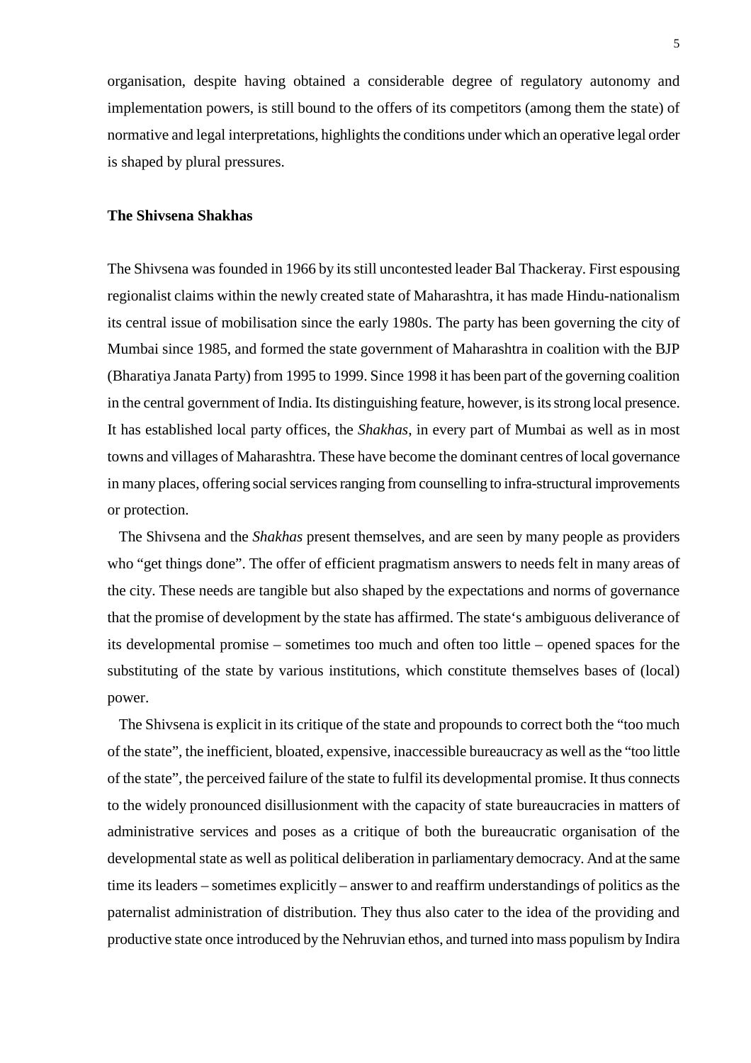organisation, despite having obtained a considerable degree of regulatory autonomy and implementation powers, is still bound to the offers of its competitors (among them the state) of normative and legal interpretations, highlights the conditions under which an operative legal order is shaped by plural pressures.

## The Shivsena Shakhas

The Shivsena was founded in 1966 by its still uncontested leader Bal Thackeray. First espousing regionalist claims within the newly created state of Maharashtra, it has made Hindu-nationalism its central issue of mobilisation since the early 1980s. The party has been governing the city of Mumbai since 1985, and formed the state government of Maharashtra in coalition with the BJP (Bharatiya Janata Party) from 1995 to 1999. Since 1998 it has been part of the governing coalition in the central government of India. Its distinguishing feature, however, is its strong local presence. It has established local party offices, the *Shakhas*, in every part of Mumbai as well as in most towns and villages of Maharashtra. These have become the dominant centres of local governance in many places, offering social services ranging from counselling to infra-structural improvements or protection.

The Shivsena and the *Shakhas* present themselves, and are seen by many people as providers who "get things done". The offer of efficient pragmatism answers to needs felt in many areas of the city. These needs are tangible but also shaped by the expectations and norms of governance that the promise of development by the state has affirmed. The state's ambiguous deliverance of its developmental promise – sometimes too much and often too little – opened spaces for the substituting of the state by various institutions, which constitute themselves bases of (local) power.

The Shivsena is explicit in its critique of the state and propounds to correct both the "too much of the state", the inefficient, bloated, expensive, inaccessible bureaucracy as well as the "too little of the state", the perceived failure of the state to fulfil its developmental promise. It thus connects to the widely pronounced disillusionment with the capacity of state bureaucracies in matters of administrative services and poses as a critique of both the bureaucratic organisation of the developmental state as well as political deliberation in parliamentary democracy. And at the same time its leaders – sometimes explicitly – answer to and reaffirm understandings of politics as the paternalist administration of distribution. They thus also cater to the idea of the providing and productive state once introduced by the Nehruvian ethos, and turned into mass populism by Indira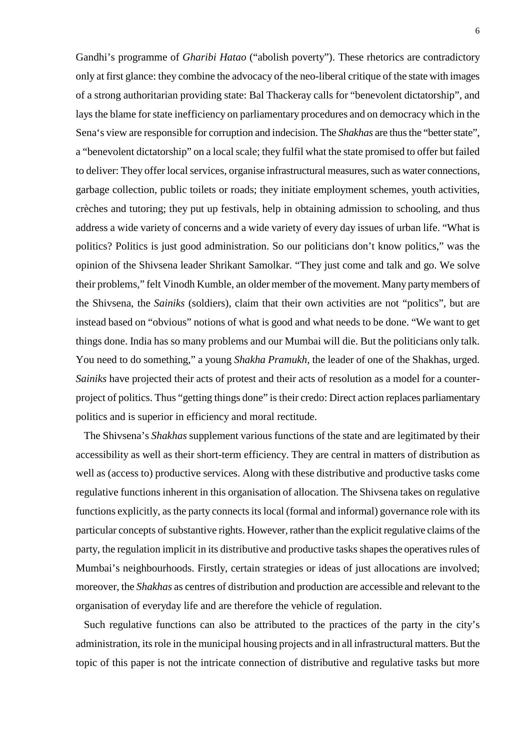Gandhi's programme of *Gharibi Hatao* ("abolish poverty"). These rhetorics are contradictory only at first glance: they combine the advocacy of the neo-liberal critique of the state with images of a strong authoritarian providing state: Bal Thackeray calls for "benevolent dictatorship", and lays the blame for state inefficiency on parliamentary procedures and on democracy which in the Sena's view are responsible for corruption and indecision. The *Shakhas* are thus the "better state", a "benevolent dictatorship" on a local scale; they fulfil what the state promised to offer but failed to deliver: They offer local services, organise infrastructural measures, such as water connections, garbage collection, public toilets or roads; they initiate employment schemes, youth activities, crèches and tutoring; they put up festivals, help in obtaining admission to schooling, and thus address a wide variety of concerns and a wide variety of every day issues of urban life. "What is politics? Politics is just good administration. So our politicians don't know politics," was the opinion of the Shivsena leader Shrikant Samolkar. "They just come and talk and go. We solve their problems," felt Vinodh Kumble, an older member of the movement. Many party members of the Shivsena, the *Sainiks* (soldiers), claim that their own activities are not "politics", but are instead based on "obvious" notions of what is good and what needs to be done. "We want to get things done. India has so many problems and our Mumbai will die. But the politicians only talk. You need to do something," a young *Shakha Pramukh*, the leader of one of the Shakhas, urged. *Sainiks* have projected their acts of protest and their acts of resolution as a model for a counter-project of politics. Thus "getting things done" is their credo: Direct action replaces parliamentary politics and is superior in efficiency and moral rectitude.

The Shivsena's *Shakhas* supplement various functions of the state and are legitimated by their accessibility as well as their short-term efficiency. They are central in matters of distribution as well as (access to) productive services. Along with these distributive and productive tasks come regulative functions inherent in this organisation of allocation. The Shivsena takes on regulative functions explicitly, as the party connects its local (formal and informal) governance role with its particular concepts of substantive rights. However, rather than the explicit regulative claims of the party, the regulation implicit in its distributive and productive tasks shapes the operatives rules of Mumbai's neighbourhoods. Firstly, certain strategies or ideas of just allocations are involved; moreover, the *Shakhas* as centres of distribution and production are accessible and relevant to the organisation of everyday life and are therefore the vehicle of regulation.

Such regulative functions can also be attributed to the practices of the party in the city's administration, its role in the municipal housing projects and in all infrastructural matters. But the topic of this paper is not the intricate connection of distributive and regulative tasks but more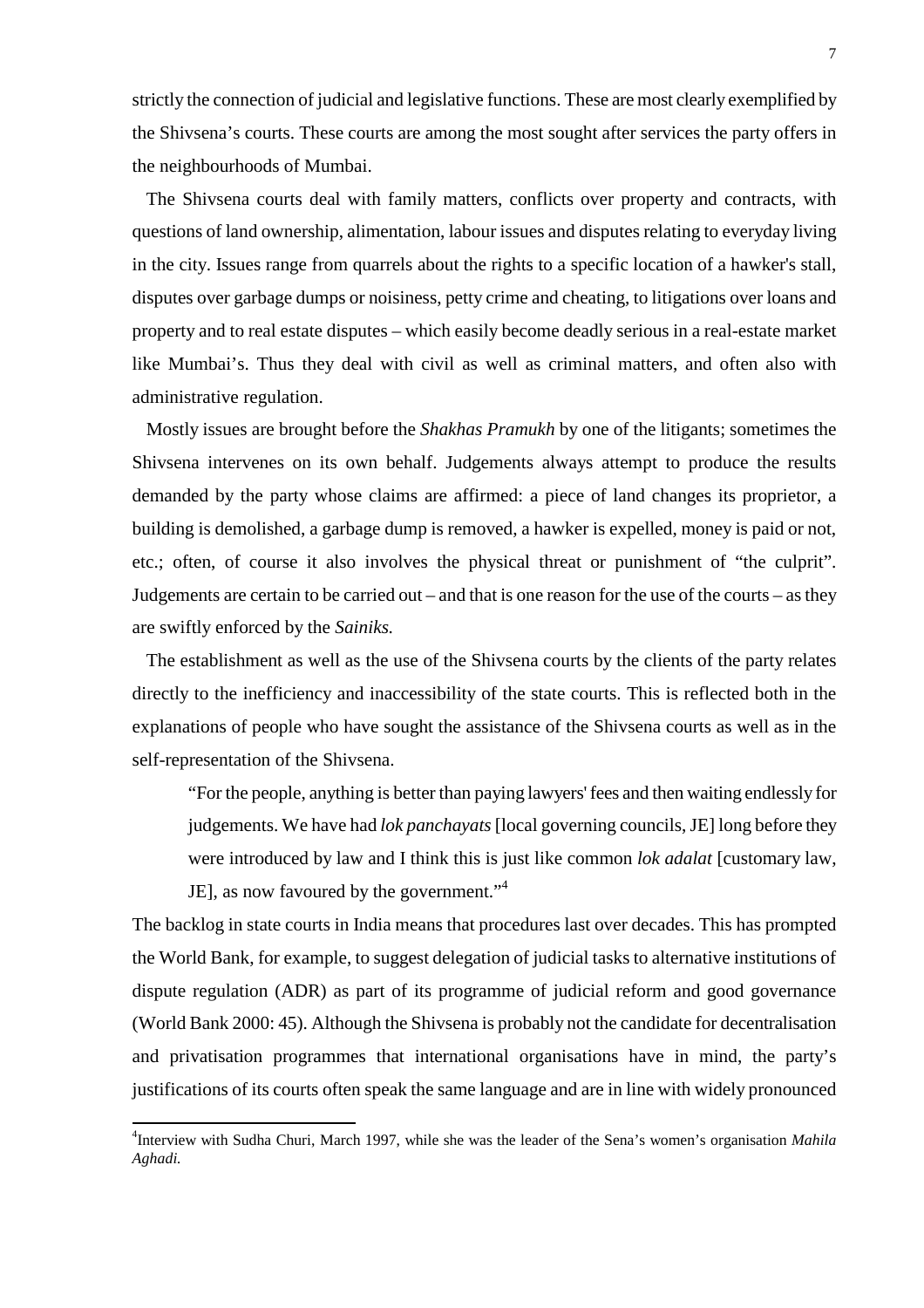strictly the connection of judicial and legislative functions. These are most clearly exemplified by the Shivsena's courts. These courts are among the most sought after services the party offers in the neighbourhoods of Mumbai.

The Shivsena courts deal with family matters, conflicts over property and contracts, with questions of land ownership, alimentation, labour issues and disputes relating to everyday living in the city. Issues range from quarrels about the rights to a specific location of a hawker's stall, disputes over garbage dumps or noisiness, petty crime and cheating, to litigations over loans and property and to real estate disputes – which easily become deadly serious in a real-estate market like Mumbai's. Thus they deal with civil as well as criminal matters, and often also with administrative regulation.

Mostly issues are brought before the *Shakhas Pramukh* by one of the litigants; sometimes the Shivsena intervenes on its own behalf. Judgements always attempt to produce the results demanded by the party whose claims are affirmed: a piece of land changes its proprietor, a building is demolished, a garbage dump is removed, a hawker is expelled, money is paid or not, etc.; often, of course it also involves the physical threat or punishment of "the culprit". Judgements are certain to be carried out – and that is one reason for the use of the courts – as they are swiftly enforced by the *Sainiks.*

The establishment as well as the use of the Shivsena courts by the clients of the party relates directly to the inefficiency and inaccessibility of the state courts. This is reflected both in the explanations of people who have sought the assistance of the Shivsena courts as well as in the self-representation of the Shivsena.

> "For the people, anything is better than paying lawyers' fees and then waiting endlessly for judgements. We have had *lok panchayats* [local governing councils, JE] long before they were introduced by law and I think this is just like common *lok adalat* [customary law, JE], as now favoured by the government."[4]

The backlog in state courts in India means that procedures last over decades. This has prompted the World Bank, for example, to suggest delegation of judicial tasks to alternative institutions of dispute regulation (ADR) as part of its programme of judicial reform and good governance (World Bank 2000: 45). Although the Shivsena is probably not the candidate for decentralisation and privatisation programmes that international organisations have in mind, the party's justifications of its courts often speak the same language and are in line with widely pronounced

[4] Interview with Sudha Churi, March 1997, while she was the leader of the Sena's women's organisation *Mahila Aghadi.*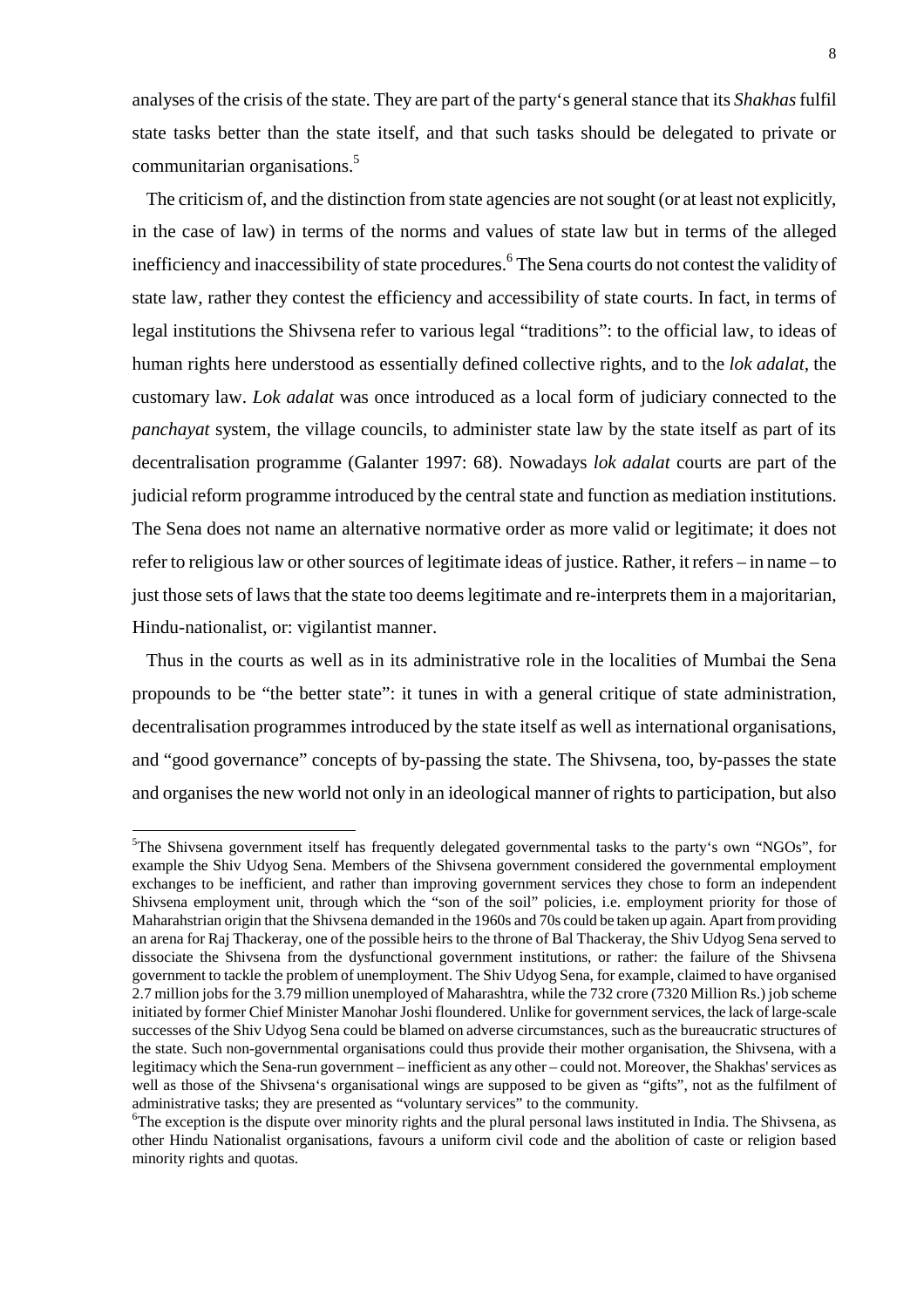analyses of the crisis of the state. They are part of the party‘s general stance that its *Shakhas* fulfil state tasks better than the state itself, and that such tasks should be delegated to private or communitarian organisations.[5]

The criticism of, and the distinction from state agencies are not sought (or at least not explicitly, in the case of law) in terms of the norms and values of state law but in terms of the alleged inefficiency and inaccessibility of state procedures.[6] The Sena courts do not contest the validity of state law, rather they contest the efficiency and accessibility of state courts. In fact, in terms of legal institutions the Shivsena refer to various legal "traditions": to the official law, to ideas of human rights here understood as essentially defined collective rights, and to the *lok adalat*, the customary law. *Lok adalat* was once introduced as a local form of judiciary connected to the *panchayat* system, the village councils, to administer state law by the state itself as part of its decentralisation programme (Galanter 1997: 68). Nowadays *lok adalat* courts are part of the judicial reform programme introduced by the central state and function as mediation institutions. The Sena does not name an alternative normative order as more valid or legitimate; it does not refer to religious law or other sources of legitimate ideas of justice. Rather, it refers – in name – to just those sets of laws that the state too deems legitimate and re-interprets them in a majoritarian, Hindu-nationalist, or: vigilantist manner.

Thus in the courts as well as in its administrative role in the localities of Mumbai the Sena propounds to be "the better state": it tunes in with a general critique of state administration, decentralisation programmes introduced by the state itself as well as international organisations, and "good governance" concepts of by-passing the state. The Shivsena, too, by-passes the state and organises the new world not only in an ideological manner of rights to participation, but also

---

[5]The Shivsena government itself has frequently delegated governmental tasks to the party‘s own "NGOs", for example the Shiv Udyog Sena. Members of the Shivsena government considered the governmental employment exchanges to be inefficient, and rather than improving government services they chose to form an independent Shivsena employment unit, through which the "son of the soil" policies, i.e. employment priority for those of Maharahstrian origin that the Shivsena demanded in the 1960s and 70s could be taken up again. Apart from providing an arena for Raj Thackeray, one of the possible heirs to the throne of Bal Thackeray, the Shiv Udyog Sena served to dissociate the Shivsena from the dysfunctional government institutions, or rather: the failure of the Shivsena government to tackle the problem of unemployment. The Shiv Udyog Sena, for example, claimed to have organised 2.7 million jobs for the 3.79 million unemployed of Maharashtra, while the 732 crore (7320 Million Rs.) job scheme initiated by former Chief Minister Manohar Joshi floundered. Unlike for government services, the lack of large-scale successes of the Shiv Udyog Sena could be blamed on adverse circumstances, such as the bureaucratic structures of the state. Such non-governmental organisations could thus provide their mother organisation, the Shivsena, with a legitimacy which the Sena-run government – inefficient as any other – could not. Moreover, the Shakhas' services as well as those of the Shivsena‘s organisational wings are supposed to be given as "gifts", not as the fulfilment of administrative tasks; they are presented as "voluntary services" to the community.

[6]The exception is the dispute over minority rights and the plural personal laws instituted in India. The Shivsena, as other Hindu Nationalist organisations, favours a uniform civil code and the abolition of caste or religion based minority rights and quotas.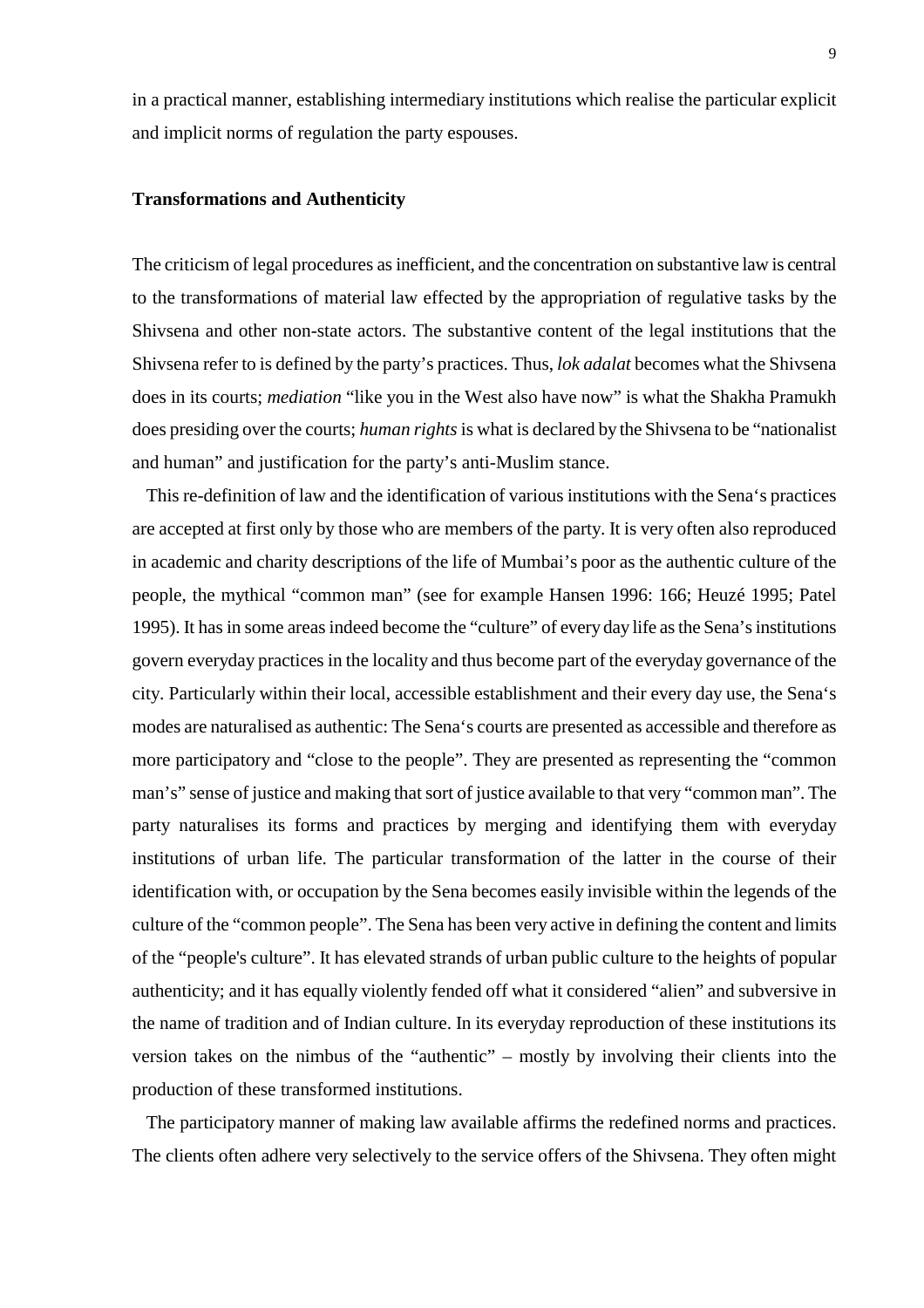in a practical manner, establishing intermediary institutions which realise the particular explicit and implicit norms of regulation the party espouses.

**Transformations and Authenticity**

The criticism of legal procedures as inefficient, and the concentration on substantive law is central to the transformations of material law effected by the appropriation of regulative tasks by the Shivsena and other non-state actors. The substantive content of the legal institutions that the Shivsena refer to is defined by the party's practices. Thus, *lok adalat* becomes what the Shivsena does in its courts; *mediation* "like you in the West also have now" is what the Shakha Pramukh does presiding over the courts; *human rights* is what is declared by the Shivsena to be "nationalist and human" and justification for the party's anti-Muslim stance.

This re-definition of law and the identification of various institutions with the Sena's practices are accepted at first only by those who are members of the party. It is very often also reproduced in academic and charity descriptions of the life of Mumbai's poor as the authentic culture of the people, the mythical "common man" (see for example Hansen 1996: 166; Heuzé 1995; Patel 1995). It has in some areas indeed become the "culture" of every day life as the Sena's institutions govern everyday practices in the locality and thus become part of the everyday governance of the city. Particularly within their local, accessible establishment and their every day use, the Sena's modes are naturalised as authentic: The Sena's courts are presented as accessible and therefore as more participatory and "close to the people". They are presented as representing the "common man's" sense of justice and making that sort of justice available to that very "common man". The party naturalises its forms and practices by merging and identifying them with everyday institutions of urban life. The particular transformation of the latter in the course of their identification with, or occupation by the Sena becomes easily invisible within the legends of the culture of the "common people". The Sena has been very active in defining the content and limits of the "people's culture". It has elevated strands of urban public culture to the heights of popular authenticity; and it has equally violently fended off what it considered "alien" and subversive in the name of tradition and of Indian culture. In its everyday reproduction of these institutions its version takes on the nimbus of the "authentic" – mostly by involving their clients into the production of these transformed institutions.

The participatory manner of making law available affirms the redefined norms and practices. The clients often adhere very selectively to the service offers of the Shivsena. They often might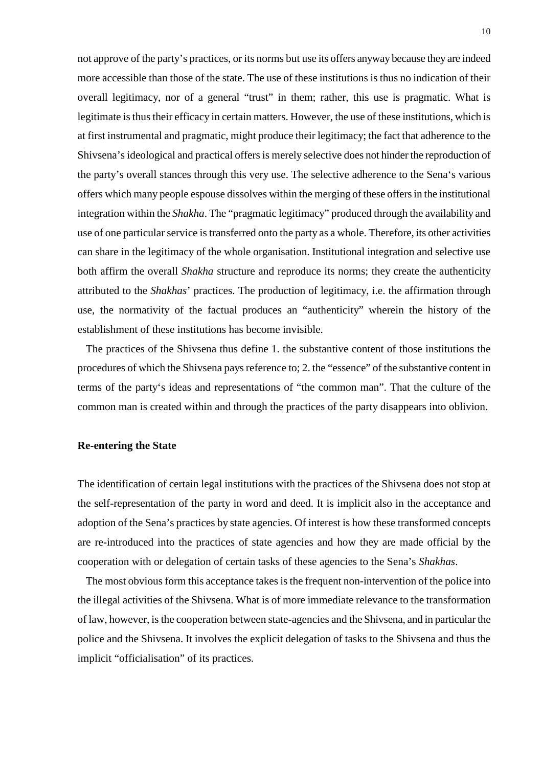not approve of the party's practices, or its norms but use its offers anyway because they are indeed more accessible than those of the state. The use of these institutions is thus no indication of their overall legitimacy, nor of a general "trust" in them; rather, this use is pragmatic. What is legitimate is thus their efficacy in certain matters. However, the use of these institutions, which is at first instrumental and pragmatic, might produce their legitimacy; the fact that adherence to the Shivsena's ideological and practical offers is merely selective does not hinder the reproduction of the party's overall stances through this very use. The selective adherence to the Sena's various offers which many people espouse dissolves within the merging of these offers in the institutional integration within the *Shakha*. The "pragmatic legitimacy" produced through the availability and use of one particular service is transferred onto the party as a whole. Therefore, its other activities can share in the legitimacy of the whole organisation. Institutional integration and selective use both affirm the overall *Shakha* structure and reproduce its norms; they create the authenticity attributed to the *Shakhas*' practices. The production of legitimacy, i.e. the affirmation through use, the normativity of the factual produces an "authenticity" wherein the history of the establishment of these institutions has become invisible.

The practices of the Shivsena thus define 1. the substantive content of those institutions the procedures of which the Shivsena pays reference to; 2. the "essence" of the substantive content in terms of the party's ideas and representations of "the common man". That the culture of the common man is created within and through the practices of the party disappears into oblivion.

**Re-entering the State**

The identification of certain legal institutions with the practices of the Shivsena does not stop at the self-representation of the party in word and deed. It is implicit also in the acceptance and adoption of the Sena's practices by state agencies. Of interest is how these transformed concepts are re-introduced into the practices of state agencies and how they are made official by the cooperation with or delegation of certain tasks of these agencies to the Sena's *Shakhas*.

The most obvious form this acceptance takes is the frequent non-intervention of the police into the illegal activities of the Shivsena. What is of more immediate relevance to the transformation of law, however, is the cooperation between state-agencies and the Shivsena, and in particular the police and the Shivsena. It involves the explicit delegation of tasks to the Shivsena and thus the implicit "officialisation" of its practices.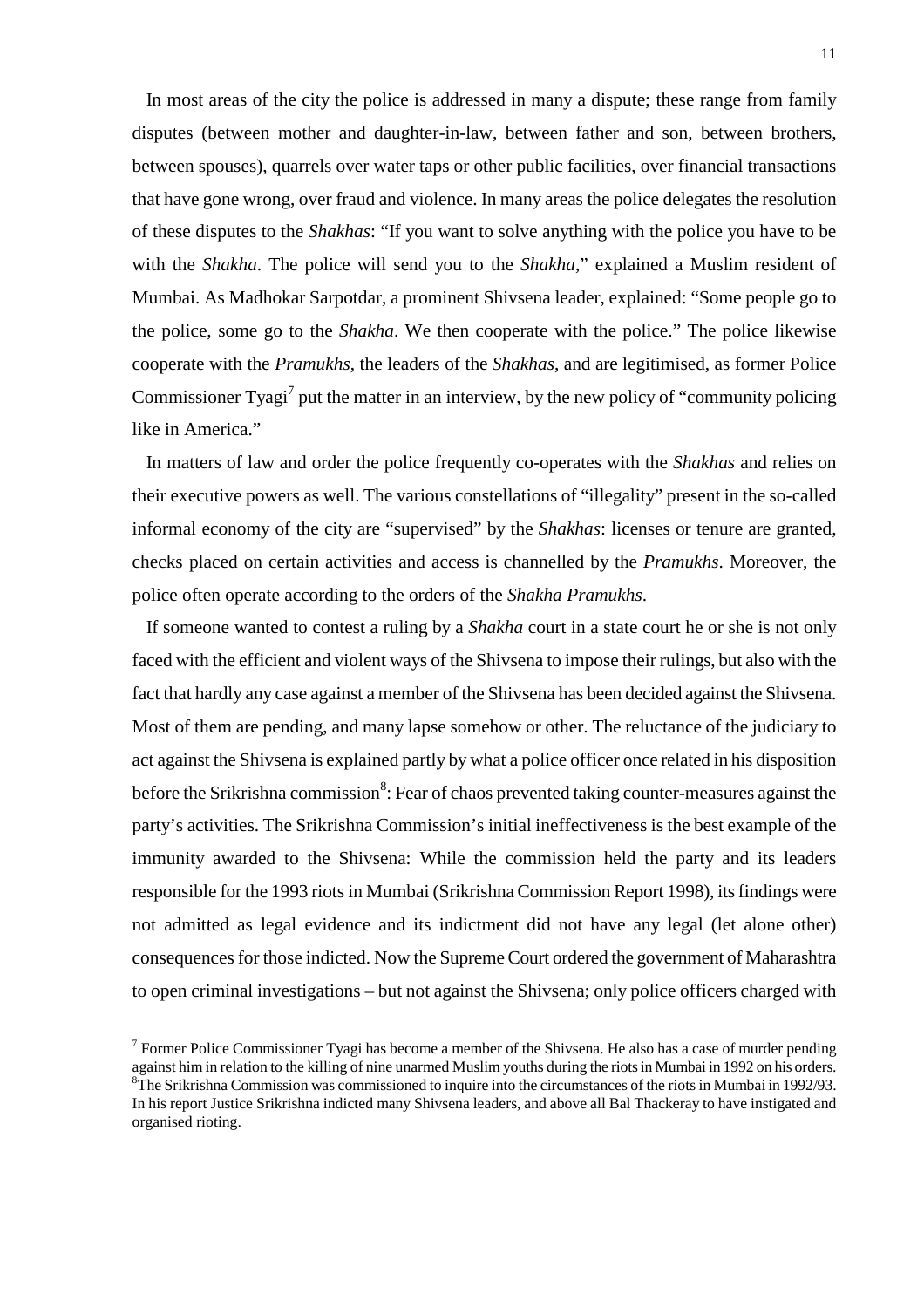In most areas of the city the police is addressed in many a dispute; these range from family disputes (between mother and daughter-in-law, between father and son, between brothers, between spouses), quarrels over water taps or other public facilities, over financial transactions that have gone wrong, over fraud and violence. In many areas the police delegates the resolution of these disputes to the *Shakhas*: "If you want to solve anything with the police you have to be with the *Shakha*. The police will send you to the *Shakha*," explained a Muslim resident of Mumbai. As Madhokar Sarpotdar, a prominent Shivsena leader, explained: "Some people go to the police, some go to the *Shakha*. We then cooperate with the police." The police likewise cooperate with the *Pramukhs*, the leaders of the *Shakhas*, and are legitimised, as former Police Commissioner Tyagi[7] put the matter in an interview, by the new policy of "community policing like in America."

In matters of law and order the police frequently co-operates with the *Shakhas* and relies on their executive powers as well. The various constellations of "illegality" present in the so-called informal economy of the city are "supervised" by the *Shakhas*: licenses or tenure are granted, checks placed on certain activities and access is channelled by the *Pramukhs*. Moreover, the police often operate according to the orders of the *Shakha Pramukhs*.

If someone wanted to contest a ruling by a *Shakha* court in a state court he or she is not only faced with the efficient and violent ways of the Shivsena to impose their rulings, but also with the fact that hardly any case against a member of the Shivsena has been decided against the Shivsena. Most of them are pending, and many lapse somehow or other. The reluctance of the judiciary to act against the Shivsena is explained partly by what a police officer once related in his disposition before the Srikrishna commission[8]: Fear of chaos prevented taking counter-measures against the party's activities. The Srikrishna Commission's initial ineffectiveness is the best example of the immunity awarded to the Shivsena: While the commission held the party and its leaders responsible for the 1993 riots in Mumbai (Srikrishna Commission Report 1998), its findings were not admitted as legal evidence and its indictment did not have any legal (let alone other) consequences for those indicted. Now the Supreme Court ordered the government of Maharashtra to open criminal investigations – but not against the Shivsena; only police officers charged with

---

[7] Former Police Commissioner Tyagi has become a member of the Shivsena. He also has a case of murder pending against him in relation to the killing of nine unarmed Muslim youths during the riots in Mumbai in 1992 on his orders.

[8] The Srikrishna Commission was commissioned to inquire into the circumstances of the riots in Mumbai in 1992/93. In his report Justice Srikrishna indicted many Shivsena leaders, and above all Bal Thackeray to have instigated and organised rioting.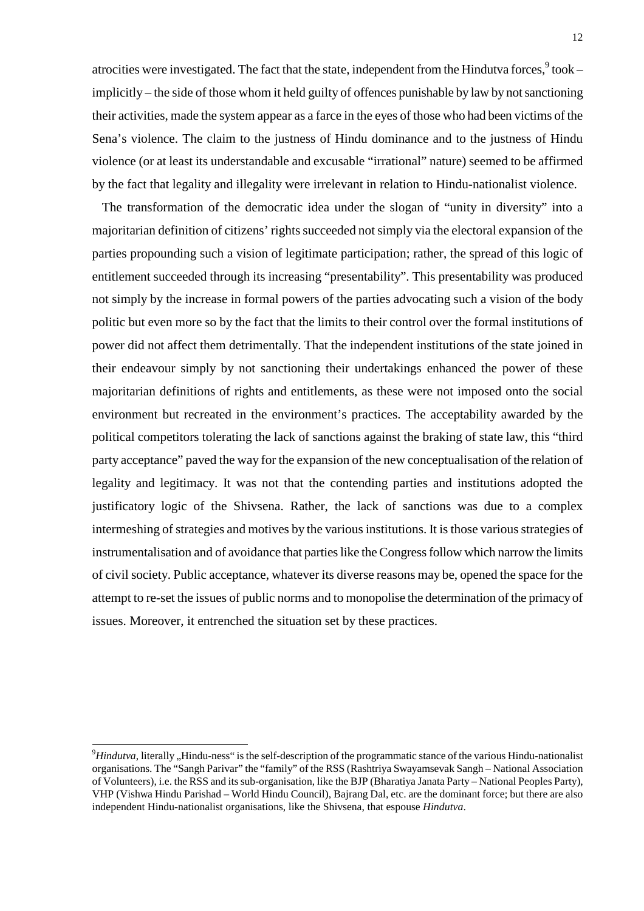atrocities were investigated. The fact that the state, independent from the Hindutva forces,[9] took – implicitly – the side of those whom it held guilty of offences punishable by law by not sanctioning their activities, made the system appear as a farce in the eyes of those who had been victims of the Sena's violence. The claim to the justness of Hindu dominance and to the justness of Hindu violence (or at least its understandable and excusable "irrational" nature) seemed to be affirmed by the fact that legality and illegality were irrelevant in relation to Hindu-nationalist violence.

The transformation of the democratic idea under the slogan of "unity in diversity" into a majoritarian definition of citizens' rights succeeded not simply via the electoral expansion of the parties propounding such a vision of legitimate participation; rather, the spread of this logic of entitlement succeeded through its increasing "presentability". This presentability was produced not simply by the increase in formal powers of the parties advocating such a vision of the body politic but even more so by the fact that the limits to their control over the formal institutions of power did not affect them detrimentally. That the independent institutions of the state joined in their endeavour simply by not sanctioning their undertakings enhanced the power of these majoritarian definitions of rights and entitlements, as these were not imposed onto the social environment but recreated in the environment's practices. The acceptability awarded by the political competitors tolerating the lack of sanctions against the braking of state law, this "third party acceptance" paved the way for the expansion of the new conceptualisation of the relation of legality and legitimacy. It was not that the contending parties and institutions adopted the justificatory logic of the Shivsena. Rather, the lack of sanctions was due to a complex intermeshing of strategies and motives by the various institutions. It is those various strategies of instrumentalisation and of avoidance that parties like the Congress follow which narrow the limits of civil society. Public acceptance, whatever its diverse reasons may be, opened the space for the attempt to re-set the issues of public norms and to monopolise the determination of the primacy of issues. Moreover, it entrenched the situation set by these practices.

---

[9] *Hindutva*, literally „Hindu-ness" is the self-description of the programmatic stance of the various Hindu-nationalist organisations. The "Sangh Parivar" the "family" of the RSS (Rashtriya Swayamsevak Sangh – National Association of Volunteers), i.e. the RSS and its sub-organisation, like the BJP (Bharatiya Janata Party – National Peoples Party), VHP (Vishwa Hindu Parishad – World Hindu Council), Bajrang Dal, etc. are the dominant force; but there are also independent Hindu-nationalist organisations, like the Shivsena, that espouse *Hindutva*.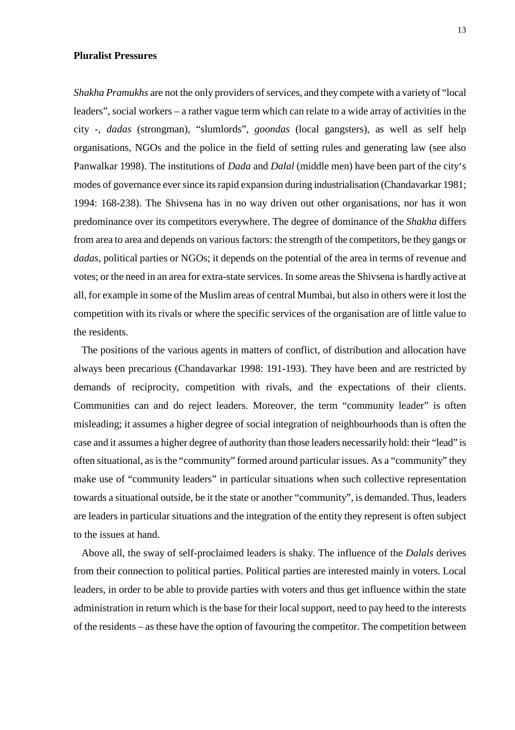**Pluralist Pressures**

*Shakha Pramukhs* are not the only providers of services, and they compete with a variety of "local leaders", social workers – a rather vague term which can relate to a wide array of activities in the city -, *dadas* (strongman), "slumlords", *goondas* (local gangsters), as well as self help organisations, NGOs and the police in the field of setting rules and generating law (see also Panwalkar 1998). The institutions of *Dada* and *Dalal* (middle men) have been part of the city's modes of governance ever since its rapid expansion during industrialisation (Chandavarkar 1981; 1994: 168-238). The Shivsena has in no way driven out other organisations, nor has it won predominance over its competitors everywhere. The degree of dominance of the *Shakha* differs from area to area and depends on various factors: the strength of the competitors, be they gangs or *dadas*, political parties or NGOs; it depends on the potential of the area in terms of revenue and votes; or the need in an area for extra-state services. In some areas the Shivsena is hardly active at all, for example in some of the Muslim areas of central Mumbai, but also in others were it lost the competition with its rivals or where the specific services of the organisation are of little value to the residents.

The positions of the various agents in matters of conflict, of distribution and allocation have always been precarious (Chandavarkar 1998: 191-193). They have been and are restricted by demands of reciprocity, competition with rivals, and the expectations of their clients. Communities can and do reject leaders. Moreover, the term "community leader" is often misleading; it assumes a higher degree of social integration of neighbourhoods than is often the case and it assumes a higher degree of authority than those leaders necessarily hold: their "lead" is often situational, as is the "community" formed around particular issues. As a "community" they make use of "community leaders" in particular situations when such collective representation towards a situational outside, be it the state or another "community", is demanded. Thus, leaders are leaders in particular situations and the integration of the entity they represent is often subject to the issues at hand.

Above all, the sway of self-proclaimed leaders is shaky. The influence of the *Dalals* derives from their connection to political parties. Political parties are interested mainly in voters. Local leaders, in order to be able to provide parties with voters and thus get influence within the state administration in return which is the base for their local support, need to pay heed to the interests of the residents – as these have the option of favouring the competitor. The competition between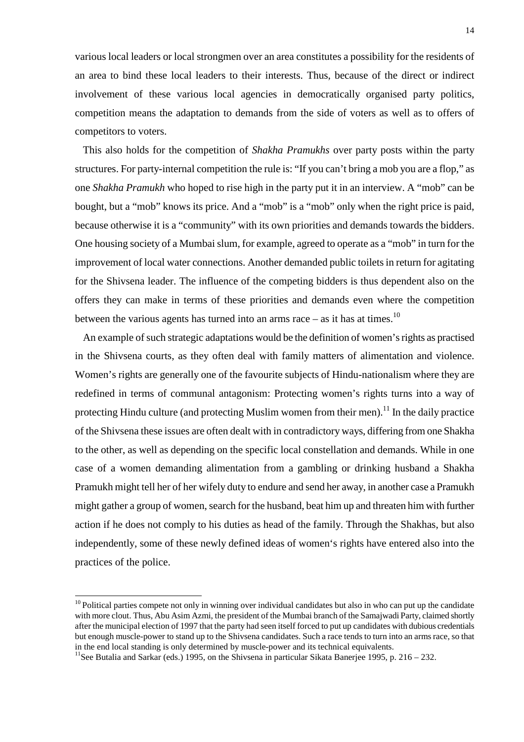various local leaders or local strongmen over an area constitutes a possibility for the residents of an area to bind these local leaders to their interests. Thus, because of the direct or indirect involvement of these various local agencies in democratically organised party politics, competition means the adaptation to demands from the side of voters as well as to offers of competitors to voters.

This also holds for the competition of *Shakha Pramukhs* over party posts within the party structures. For party-internal competition the rule is: "If you can't bring a mob you are a flop," as one *Shakha Pramukh* who hoped to rise high in the party put it in an interview. A "mob" can be bought, but a "mob" knows its price. And a "mob" is a "mob" only when the right price is paid, because otherwise it is a "community" with its own priorities and demands towards the bidders. One housing society of a Mumbai slum, for example, agreed to operate as a "mob" in turn for the improvement of local water connections. Another demanded public toilets in return for agitating for the Shivsena leader. The influence of the competing bidders is thus dependent also on the offers they can make in terms of these priorities and demands even where the competition between the various agents has turned into an arms race – as it has at times.[10]

An example of such strategic adaptations would be the definition of women's rights as practised in the Shivsena courts, as they often deal with family matters of alimentation and violence. Women's rights are generally one of the favourite subjects of Hindu-nationalism where they are redefined in terms of communal antagonism: Protecting women's rights turns into a way of protecting Hindu culture (and protecting Muslim women from their men).[11] In the daily practice of the Shivsena these issues are often dealt with in contradictory ways, differing from one Shakha to the other, as well as depending on the specific local constellation and demands. While in one case of a women demanding alimentation from a gambling or drinking husband a Shakha Pramukh might tell her of her wifely duty to endure and send her away, in another case a Pramukh might gather a group of women, search for the husband, beat him up and threaten him with further action if he does not comply to his duties as head of the family. Through the Shakhas, but also independently, some of these newly defined ideas of women's rights have entered also into the practices of the police.

---

[10] Political parties compete not only in winning over individual candidates but also in who can put up the candidate with more clout. Thus, Abu Asim Azmi, the president of the Mumbai branch of the Samajwadi Party, claimed shortly after the municipal election of 1997 that the party had seen itself forced to put up candidates with dubious credentials but enough muscle-power to stand up to the Shivsena candidates. Such a race tends to turn into an arms race, so that in the end local standing is only determined by muscle-power and its technical equivalents.

[11] See Butalia and Sarkar (eds.) 1995, on the Shivsena in particular Sikata Banerjee 1995, p. 216 – 232.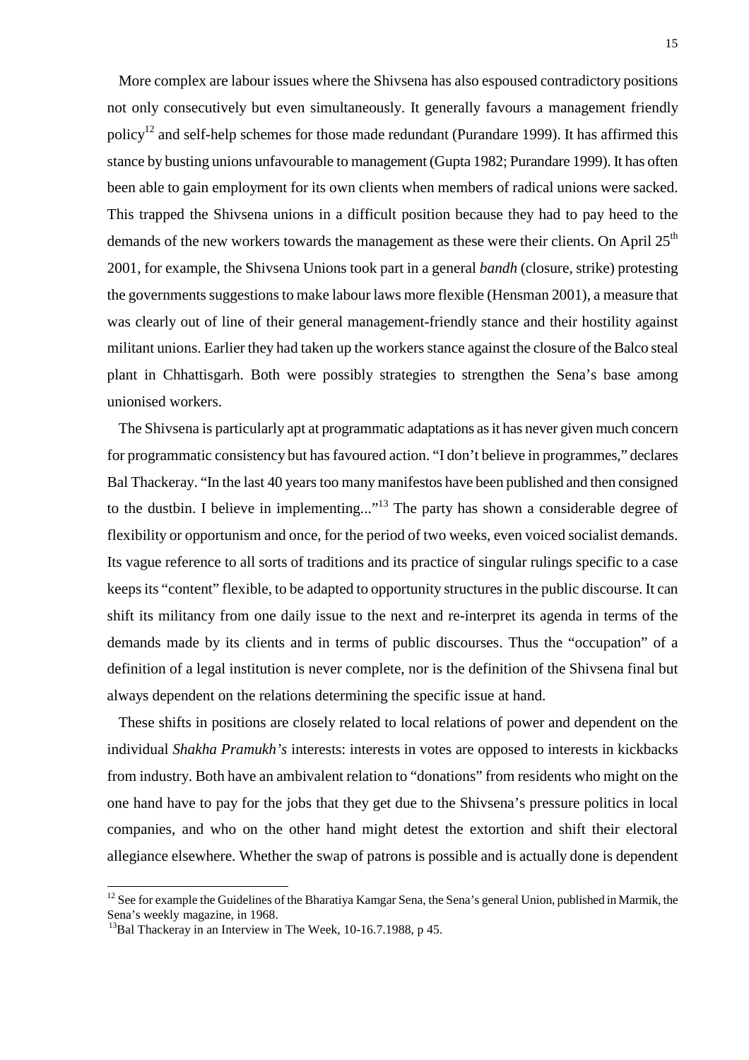More complex are labour issues where the Shivsena has also espoused contradictory positions not only consecutively but even simultaneously. It generally favours a management friendly policy[12] and self-help schemes for those made redundant (Purandare 1999). It has affirmed this stance by busting unions unfavourable to management (Gupta 1982; Purandare 1999). It has often been able to gain employment for its own clients when members of radical unions were sacked. This trapped the Shivsena unions in a difficult position because they had to pay heed to the demands of the new workers towards the management as these were their clients. On April 25th 2001, for example, the Shivsena Unions took part in a general *bandh* (closure, strike) protesting the governments suggestions to make labour laws more flexible (Hensman 2001), a measure that was clearly out of line of their general management-friendly stance and their hostility against militant unions. Earlier they had taken up the workers stance against the closure of the Balco steal plant in Chhattisgarh. Both were possibly strategies to strengthen the Sena's base among unionised workers.

The Shivsena is particularly apt at programmatic adaptations as it has never given much concern for programmatic consistency but has favoured action. "I don't believe in programmes," declares Bal Thackeray. "In the last 40 years too many manifestos have been published and then consigned to the dustbin. I believe in implementing..."[13] The party has shown a considerable degree of flexibility or opportunism and once, for the period of two weeks, even voiced socialist demands. Its vague reference to all sorts of traditions and its practice of singular rulings specific to a case keeps its "content" flexible, to be adapted to opportunity structures in the public discourse. It can shift its militancy from one daily issue to the next and re-interpret its agenda in terms of the demands made by its clients and in terms of public discourses. Thus the "occupation" of a definition of a legal institution is never complete, nor is the definition of the Shivsena final but always dependent on the relations determining the specific issue at hand.

These shifts in positions are closely related to local relations of power and dependent on the individual *Shakha Pramukh's* interests: interests in votes are opposed to interests in kickbacks from industry. Both have an ambivalent relation to "donations" from residents who might on the one hand have to pay for the jobs that they get due to the Shivsena's pressure politics in local companies, and who on the other hand might detest the extortion and shift their electoral allegiance elsewhere. Whether the swap of patrons is possible and is actually done is dependent

---

[12] See for example the Guidelines of the Bharatiya Kamgar Sena, the Sena's general Union, published in Marmik, the Sena's weekly magazine, in 1968.

[13] Bal Thackeray in an Interview in The Week, 10-16.7.1988, p 45.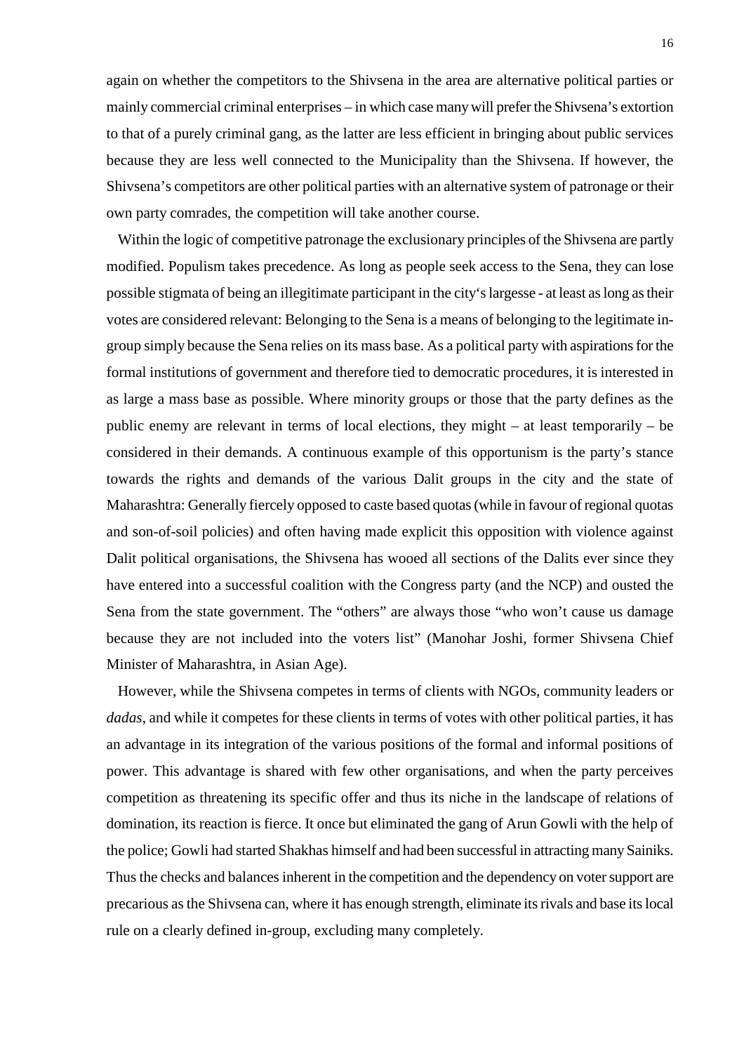again on whether the competitors to the Shivsena in the area are alternative political parties or mainly commercial criminal enterprises – in which case many will prefer the Shivsena's extortion to that of a purely criminal gang, as the latter are less efficient in bringing about public services because they are less well connected to the Municipality than the Shivsena. If however, the Shivsena's competitors are other political parties with an alternative system of patronage or their own party comrades, the competition will take another course.

Within the logic of competitive patronage the exclusionary principles of the Shivsena are partly modified. Populism takes precedence. As long as people seek access to the Sena, they can lose possible stigmata of being an illegitimate participant in the city's largesse - at least as long as their votes are considered relevant: Belonging to the Sena is a means of belonging to the legitimate in-group simply because the Sena relies on its mass base. As a political party with aspirations for the formal institutions of government and therefore tied to democratic procedures, it is interested in as large a mass base as possible. Where minority groups or those that the party defines as the public enemy are relevant in terms of local elections, they might – at least temporarily – be considered in their demands. A continuous example of this opportunism is the party's stance towards the rights and demands of the various Dalit groups in the city and the state of Maharashtra: Generally fiercely opposed to caste based quotas (while in favour of regional quotas and son-of-soil policies) and often having made explicit this opposition with violence against Dalit political organisations, the Shivsena has wooed all sections of the Dalits ever since they have entered into a successful coalition with the Congress party (and the NCP) and ousted the Sena from the state government. The "others" are always those "who won't cause us damage because they are not included into the voters list" (Manohar Joshi, former Shivsena Chief Minister of Maharashtra, in Asian Age).

However, while the Shivsena competes in terms of clients with NGOs, community leaders or *dadas*, and while it competes for these clients in terms of votes with other political parties, it has an advantage in its integration of the various positions of the formal and informal positions of power. This advantage is shared with few other organisations, and when the party perceives competition as threatening its specific offer and thus its niche in the landscape of relations of domination, its reaction is fierce. It once but eliminated the gang of Arun Gowli with the help of the police; Gowli had started Shakhas himself and had been successful in attracting many Sainiks. Thus the checks and balances inherent in the competition and the dependency on voter support are precarious as the Shivsena can, where it has enough strength, eliminate its rivals and base its local rule on a clearly defined in-group, excluding many completely.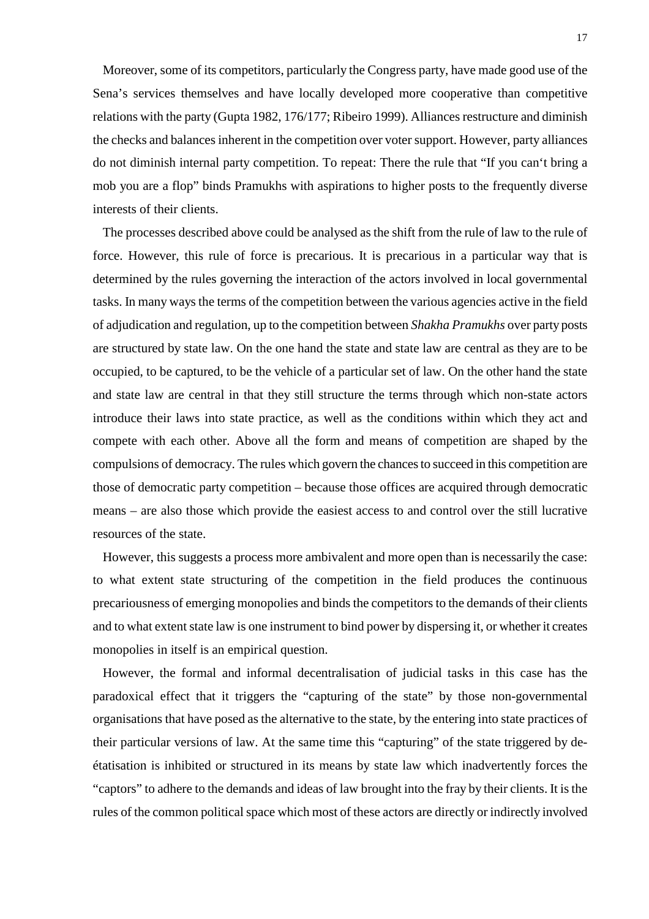Moreover, some of its competitors, particularly the Congress party, have made good use of the Sena's services themselves and have locally developed more cooperative than competitive relations with the party (Gupta 1982, 176/177; Ribeiro 1999). Alliances restructure and diminish the checks and balances inherent in the competition over voter support. However, party alliances do not diminish internal party competition. To repeat: There the rule that "If you can't bring a mob you are a flop" binds Pramukhs with aspirations to higher posts to the frequently diverse interests of their clients.

The processes described above could be analysed as the shift from the rule of law to the rule of force. However, this rule of force is precarious. It is precarious in a particular way that is determined by the rules governing the interaction of the actors involved in local governmental tasks. In many ways the terms of the competition between the various agencies active in the field of adjudication and regulation, up to the competition between *Shakha Pramukhs* over party posts are structured by state law. On the one hand the state and state law are central as they are to be occupied, to be captured, to be the vehicle of a particular set of law. On the other hand the state and state law are central in that they still structure the terms through which non-state actors introduce their laws into state practice, as well as the conditions within which they act and compete with each other. Above all the form and means of competition are shaped by the compulsions of democracy. The rules which govern the chances to succeed in this competition are those of democratic party competition – because those offices are acquired through democratic means – are also those which provide the easiest access to and control over the still lucrative resources of the state.

However, this suggests a process more ambivalent and more open than is necessarily the case: to what extent state structuring of the competition in the field produces the continuous precariousness of emerging monopolies and binds the competitors to the demands of their clients and to what extent state law is one instrument to bind power by dispersing it, or whether it creates monopolies in itself is an empirical question.

However, the formal and informal decentralisation of judicial tasks in this case has the paradoxical effect that it triggers the "capturing of the state" by those non-governmental organisations that have posed as the alternative to the state, by the entering into state practices of their particular versions of law. At the same time this "capturing" of the state triggered by de-étatisation is inhibited or structured in its means by state law which inadvertently forces the "captors" to adhere to the demands and ideas of law brought into the fray by their clients. It is the rules of the common political space which most of these actors are directly or indirectly involved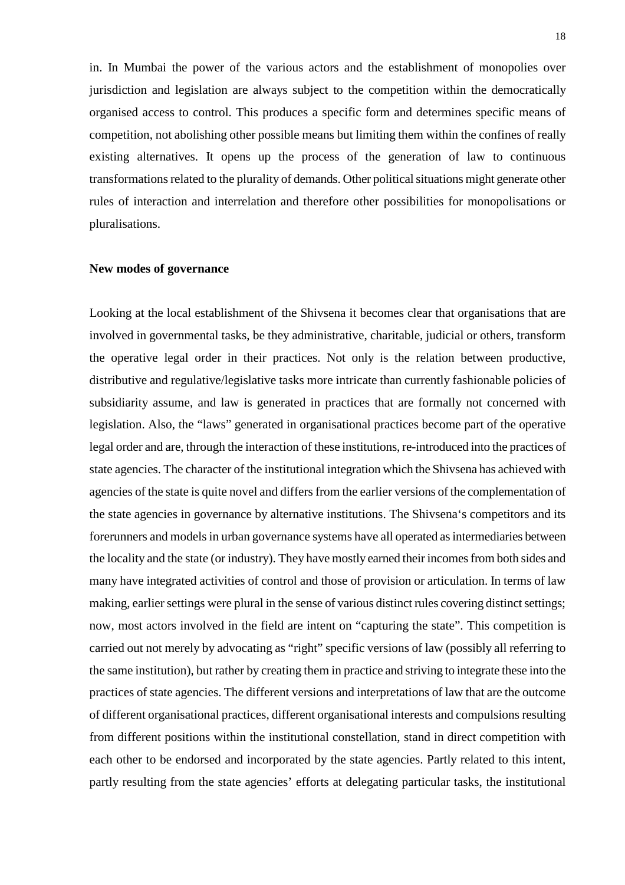in. In Mumbai the power of the various actors and the establishment of monopolies over jurisdiction and legislation are always subject to the competition within the democratically organised access to control. This produces a specific form and determines specific means of competition, not abolishing other possible means but limiting them within the confines of really existing alternatives. It opens up the process of the generation of law to continuous transformations related to the plurality of demands. Other political situations might generate other rules of interaction and interrelation and therefore other possibilities for monopolisations or pluralisations.

**New modes of governance**

Looking at the local establishment of the Shivsena it becomes clear that organisations that are involved in governmental tasks, be they administrative, charitable, judicial or others, transform the operative legal order in their practices. Not only is the relation between productive, distributive and regulative/legislative tasks more intricate than currently fashionable policies of subsidiarity assume, and law is generated in practices that are formally not concerned with legislation. Also, the "laws" generated in organisational practices become part of the operative legal order and are, through the interaction of these institutions, re-introduced into the practices of state agencies. The character of the institutional integration which the Shivsena has achieved with agencies of the state is quite novel and differs from the earlier versions of the complementation of the state agencies in governance by alternative institutions. The Shivsena's competitors and its forerunners and models in urban governance systems have all operated as intermediaries between the locality and the state (or industry). They have mostly earned their incomes from both sides and many have integrated activities of control and those of provision or articulation. In terms of law making, earlier settings were plural in the sense of various distinct rules covering distinct settings; now, most actors involved in the field are intent on "capturing the state". This competition is carried out not merely by advocating as "right" specific versions of law (possibly all referring to the same institution), but rather by creating them in practice and striving to integrate these into the practices of state agencies. The different versions and interpretations of law that are the outcome of different organisational practices, different organisational interests and compulsions resulting from different positions within the institutional constellation, stand in direct competition with each other to be endorsed and incorporated by the state agencies. Partly related to this intent, partly resulting from the state agencies' efforts at delegating particular tasks, the institutional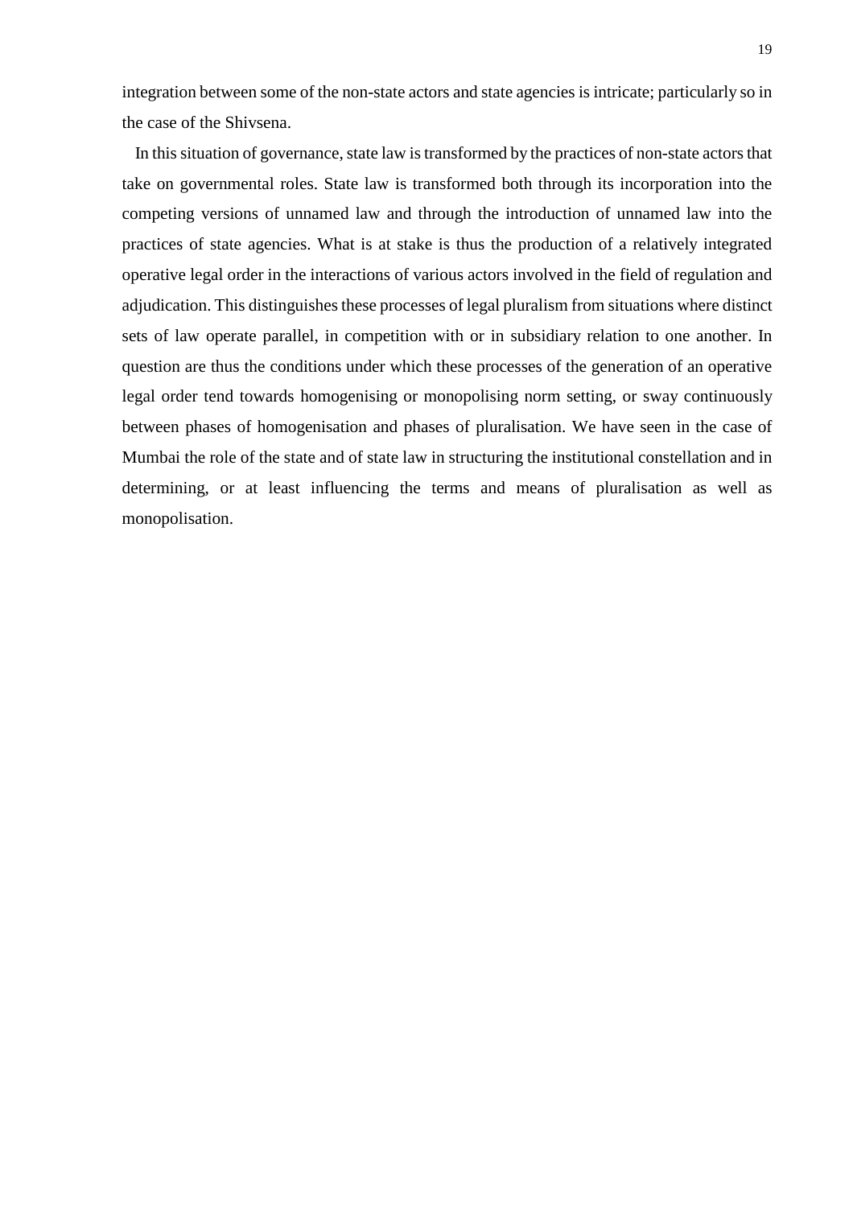integration between some of the non-state actors and state agencies is intricate; particularly so in the case of the Shivsena.

In this situation of governance, state law is transformed by the practices of non-state actors that take on governmental roles. State law is transformed both through its incorporation into the competing versions of unnamed law and through the introduction of unnamed law into the practices of state agencies. What is at stake is thus the production of a relatively integrated operative legal order in the interactions of various actors involved in the field of regulation and adjudication. This distinguishes these processes of legal pluralism from situations where distinct sets of law operate parallel, in competition with or in subsidiary relation to one another. In question are thus the conditions under which these processes of the generation of an operative legal order tend towards homogenising or monopolising norm setting, or sway continuously between phases of homogenisation and phases of pluralisation. We have seen in the case of Mumbai the role of the state and of state law in structuring the institutional constellation and in determining, or at least influencing the terms and means of pluralisation as well as monopolisation.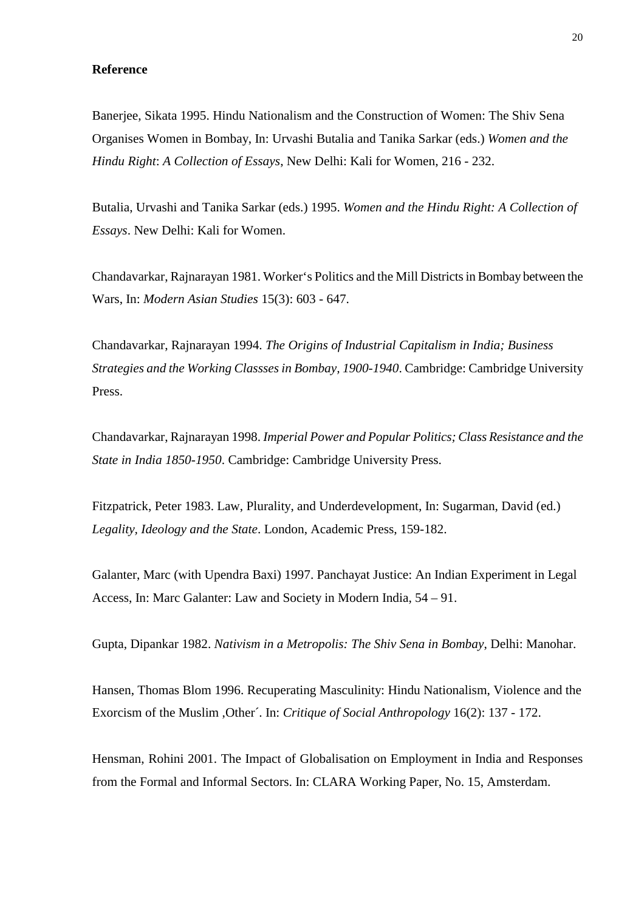**Reference**

Banerjee, Sikata 1995. Hindu Nationalism and the Construction of Women: The Shiv Sena Organises Women in Bombay, In: Urvashi Butalia and Tanika Sarkar (eds.) *Women and the Hindu Right*: *A Collection of Essays*, New Delhi: Kali for Women, 216 - 232.

Butalia, Urvashi and Tanika Sarkar (eds.) 1995. *Women and the Hindu Right: A Collection of Essays*. New Delhi: Kali for Women.

Chandavarkar, Rajnarayan 1981. Worker's Politics and the Mill Districts in Bombay between the Wars, In: *Modern Asian Studies* 15(3): 603 - 647.

Chandavarkar, Rajnarayan 1994. *The Origins of Industrial Capitalism in India; Business Strategies and the Working Classses in Bombay, 1900-1940*. Cambridge: Cambridge University Press.

Chandavarkar, Rajnarayan 1998. *Imperial Power and Popular Politics; Class Resistance and the State in India 1850-1950*. Cambridge: Cambridge University Press.

Fitzpatrick, Peter 1983. Law, Plurality, and Underdevelopment, In: Sugarman, David (ed.) *Legality, Ideology and the State*. London, Academic Press, 159-182.

Galanter, Marc (with Upendra Baxi) 1997. Panchayat Justice: An Indian Experiment in Legal Access, In: Marc Galanter: Law and Society in Modern India, 54 – 91.

Gupta, Dipankar 1982. *Nativism in a Metropolis: The Shiv Sena in Bombay*, Delhi: Manohar.

Hansen, Thomas Blom 1996. Recuperating Masculinity: Hindu Nationalism, Violence and the Exorcism of the Muslim ‚Other´. In: *Critique of Social Anthropology* 16(2): 137 - 172.

Hensman, Rohini 2001. The Impact of Globalisation on Employment in India and Responses from the Formal and Informal Sectors. In: CLARA Working Paper, No. 15, Amsterdam.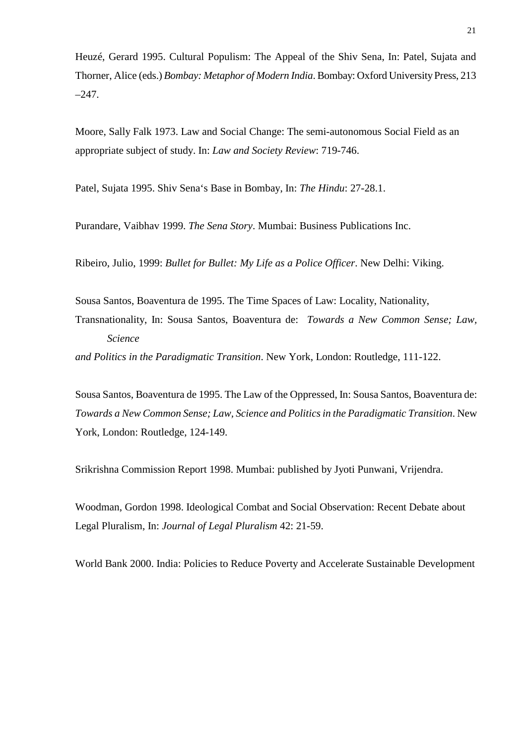Heuzé, Gerard 1995. Cultural Populism: The Appeal of the Shiv Sena, In: Patel, Sujata and Thorner, Alice (eds.) *Bombay: Metaphor of Modern India*. Bombay: Oxford University Press, 213 –247.

Moore, Sally Falk 1973. Law and Social Change: The semi-autonomous Social Field as an appropriate subject of study. In: *Law and Society Review*: 719-746.

Patel, Sujata 1995. Shiv Sena's Base in Bombay, In: *The Hindu*: 27-28.1.

Purandare, Vaibhav 1999. *The Sena Story*. Mumbai: Business Publications Inc.

Ribeiro, Julio, 1999: *Bullet for Bullet: My Life as a Police Officer*. New Delhi: Viking.

Sousa Santos, Boaventura de 1995. The Time Spaces of Law: Locality, Nationality, Transnationality, In: Sousa Santos, Boaventura de: *Towards a New Common Sense; Law, Science and Politics in the Paradigmatic Transition*. New York, London: Routledge, 111-122.

Sousa Santos, Boaventura de 1995. The Law of the Oppressed, In: Sousa Santos, Boaventura de: *Towards a New Common Sense; Law, Science and Politics in the Paradigmatic Transition*. New York, London: Routledge, 124-149.

Srikrishna Commission Report 1998. Mumbai: published by Jyoti Punwani, Vrijendra.

Woodman, Gordon 1998. Ideological Combat and Social Observation: Recent Debate about Legal Pluralism, In: *Journal of Legal Pluralism* 42: 21-59.

World Bank 2000. India: Policies to Reduce Poverty and Accelerate Sustainable Development